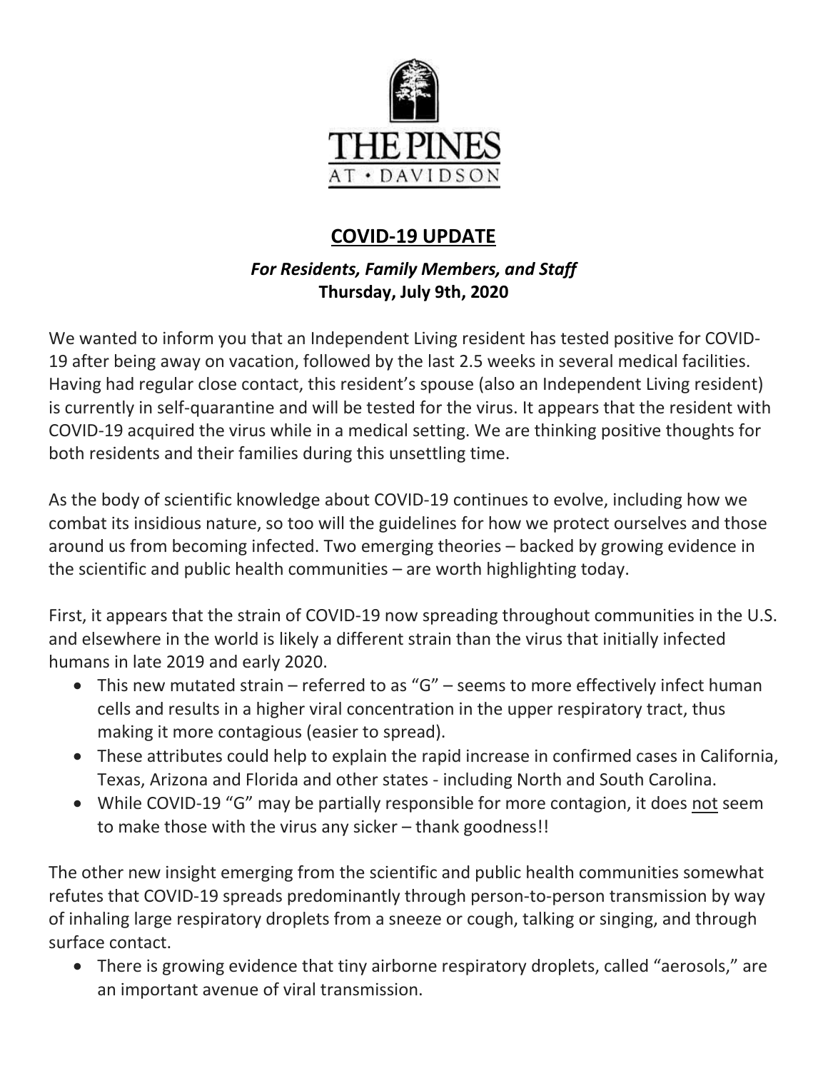THE PINES

AT • DAVIDSON

# COVID-19 UPDATE

***For Residents, Family Members, and Staff***

**Thursday, July 9th, 2020**

We wanted to inform you that an Independent Living resident has tested positive for COVID-19 after being away on vacation, followed by the last 2.5 weeks in several medical facilities. Having had regular close contact, this resident's spouse (also an Independent Living resident) is currently in self-quarantine and will be tested for the virus. It appears that the resident with COVID-19 acquired the virus while in a medical setting. We are thinking positive thoughts for both residents and their families during this unsettling time.

As the body of scientific knowledge about COVID-19 continues to evolve, including how we combat its insidious nature, so too will the guidelines for how we protect ourselves and those around us from becoming infected. Two emerging theories – backed by growing evidence in the scientific and public health communities – are worth highlighting today.

First, it appears that the strain of COVID-19 now spreading throughout communities in the U.S. and elsewhere in the world is likely a different strain than the virus that initially infected humans in late 2019 and early 2020.

- This new mutated strain – referred to as "G" – seems to more effectively infect human cells and results in a higher viral concentration in the upper respiratory tract, thus making it more contagious (easier to spread).
- These attributes could help to explain the rapid increase in confirmed cases in California, Texas, Arizona and Florida and other states - including North and South Carolina.
- While COVID-19 "G" may be partially responsible for more contagion, it does <u>not</u> seem to make those with the virus any sicker – thank goodness!!

The other new insight emerging from the scientific and public health communities somewhat refutes that COVID-19 spreads predominantly through person-to-person transmission by way of inhaling large respiratory droplets from a sneeze or cough, talking or singing, and through surface contact.

- There is growing evidence that tiny airborne respiratory droplets, called "aerosols," are an important avenue of viral transmission.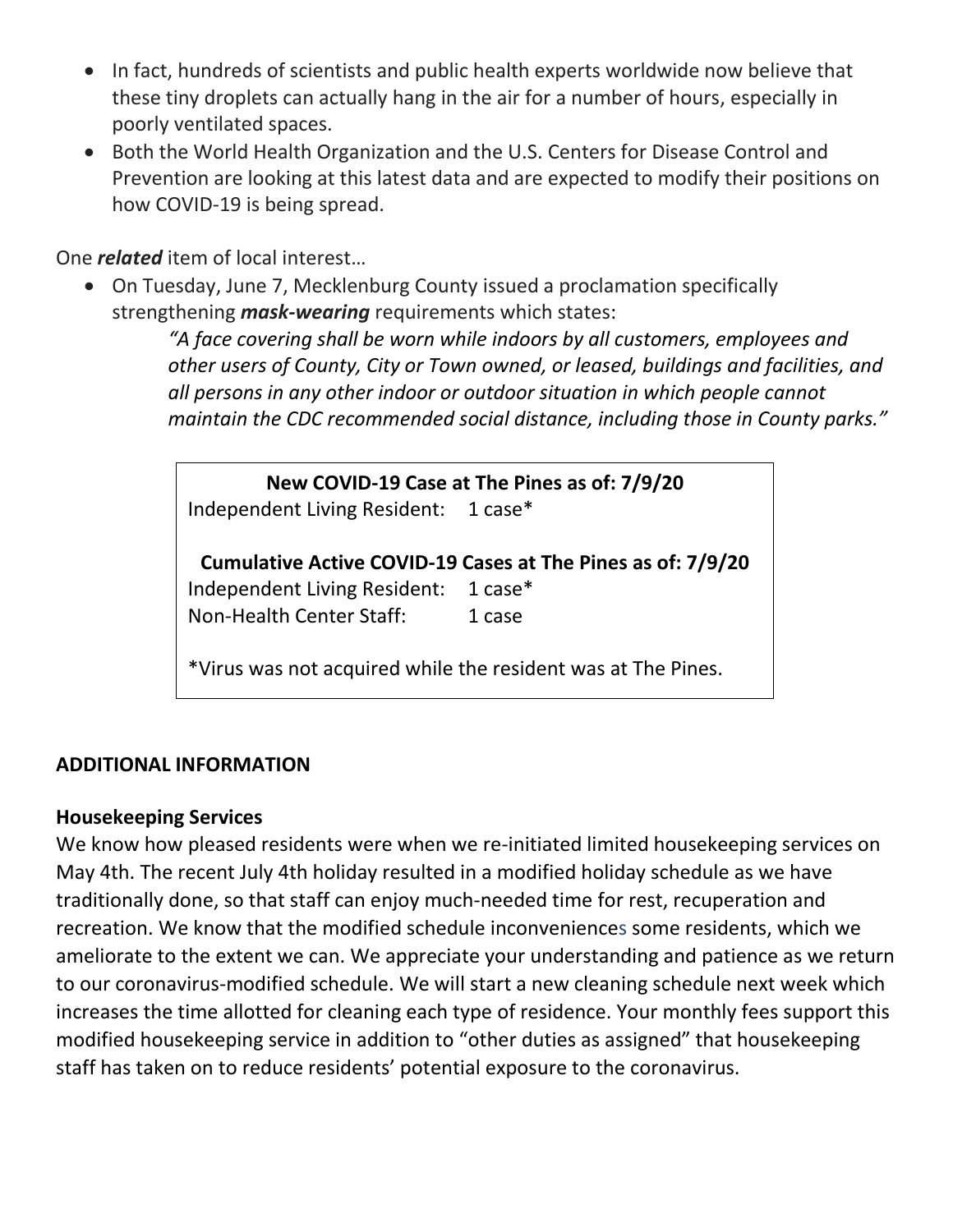- In fact, hundreds of scientists and public health experts worldwide now believe that these tiny droplets can actually hang in the air for a number of hours, especially in poorly ventilated spaces.
- Both the World Health Organization and the U.S. Centers for Disease Control and Prevention are looking at this latest data and are expected to modify their positions on how COVID-19 is being spread.

One ***related*** item of local interest…

- On Tuesday, June 7, Mecklenburg County issued a proclamation specifically strengthening ***mask-wearing*** requirements which states:

  > *"A face covering shall be worn while indoors by all customers, employees and other users of County, City or Town owned, or leased, buildings and facilities, and all persons in any other indoor or outdoor situation in which people cannot maintain the CDC recommended social distance, including those in County parks."*

**New COVID-19 Case at The Pines as of: 7/9/20**

| | |
|---|---|
| Independent Living Resident: | 1 case* |

**Cumulative Active COVID-19 Cases at The Pines as of: 7/9/20**

| | |
|---|---|
| Independent Living Resident: | 1 case* |
| Non-Health Center Staff: | 1 case |

*Virus was not acquired while the resident was at The Pines.

## ADDITIONAL INFORMATION

### Housekeeping Services

We know how pleased residents were when we re-initiated limited housekeeping services on May 4th. The recent July 4th holiday resulted in a modified holiday schedule as we have traditionally done, so that staff can enjoy much-needed time for rest, recuperation and recreation. We know that the modified schedule inconveniences some residents, which we ameliorate to the extent we can. We appreciate your understanding and patience as we return to our coronavirus-modified schedule. We will start a new cleaning schedule next week which increases the time allotted for cleaning each type of residence. Your monthly fees support this modified housekeeping service in addition to "other duties as assigned" that housekeeping staff has taken on to reduce residents' potential exposure to the coronavirus.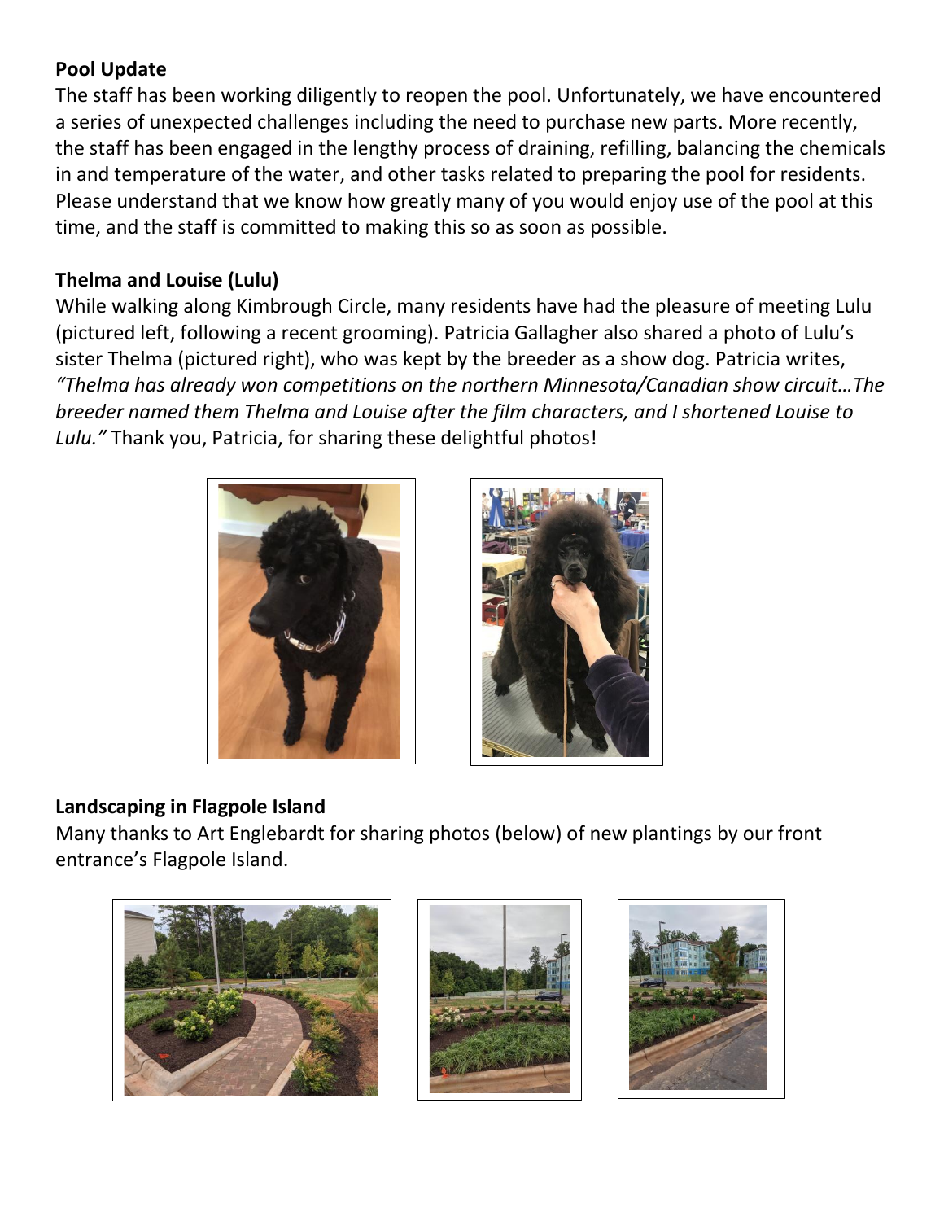**Pool Update**

The staff has been working diligently to reopen the pool. Unfortunately, we have encountered a series of unexpected challenges including the need to purchase new parts. More recently, the staff has been engaged in the lengthy process of draining, refilling, balancing the chemicals in and temperature of the water, and other tasks related to preparing the pool for residents. Please understand that we know how greatly many of you would enjoy use of the pool at this time, and the staff is committed to making this so as soon as possible.

**Thelma and Louise (Lulu)**

While walking along Kimbrough Circle, many residents have had the pleasure of meeting Lulu (pictured left, following a recent grooming). Patricia Gallagher also shared a photo of Lulu's sister Thelma (pictured right), who was kept by the breeder as a show dog. Patricia writes, *"Thelma has already won competitions on the northern Minnesota/Canadian show circuit…The breeder named them Thelma and Louise after the film characters, and I shortened Louise to Lulu."* Thank you, Patricia, for sharing these delightful photos!

**Landscaping in Flagpole Island**

Many thanks to Art Englebardt for sharing photos (below) of new plantings by our front entrance's Flagpole Island.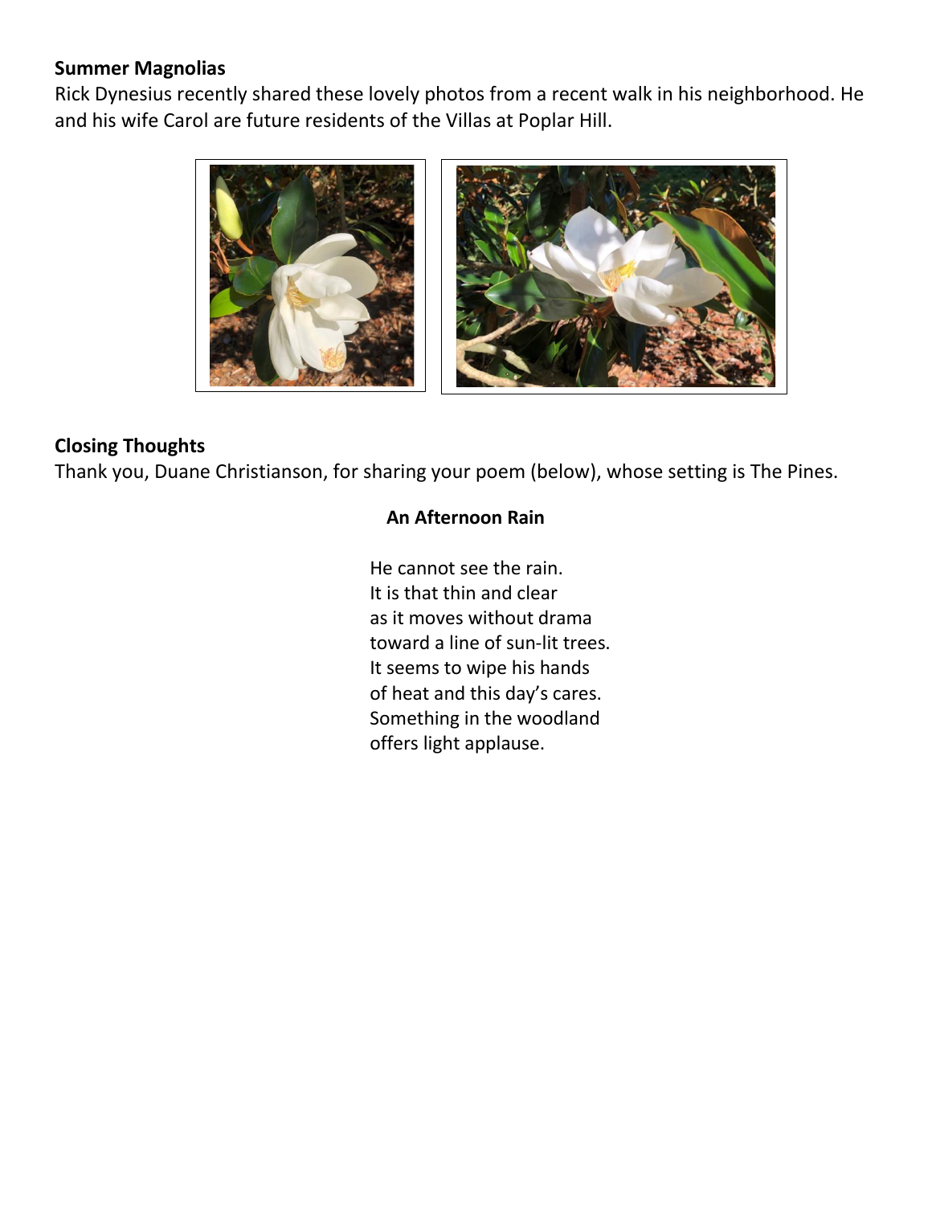**Summer Magnolias**

Rick Dynesius recently shared these lovely photos from a recent walk in his neighborhood. He and his wife Carol are future residents of the Villas at Poplar Hill.

**Closing Thoughts**

Thank you, Duane Christianson, for sharing your poem (below), whose setting is The Pines.

**An Afternoon Rain**

He cannot see the rain.  
It is that thin and clear  
as it moves without drama  
toward a line of sun-lit trees.  
It seems to wipe his hands  
of heat and this day's cares.  
Something in the woodland  
offers light applause.